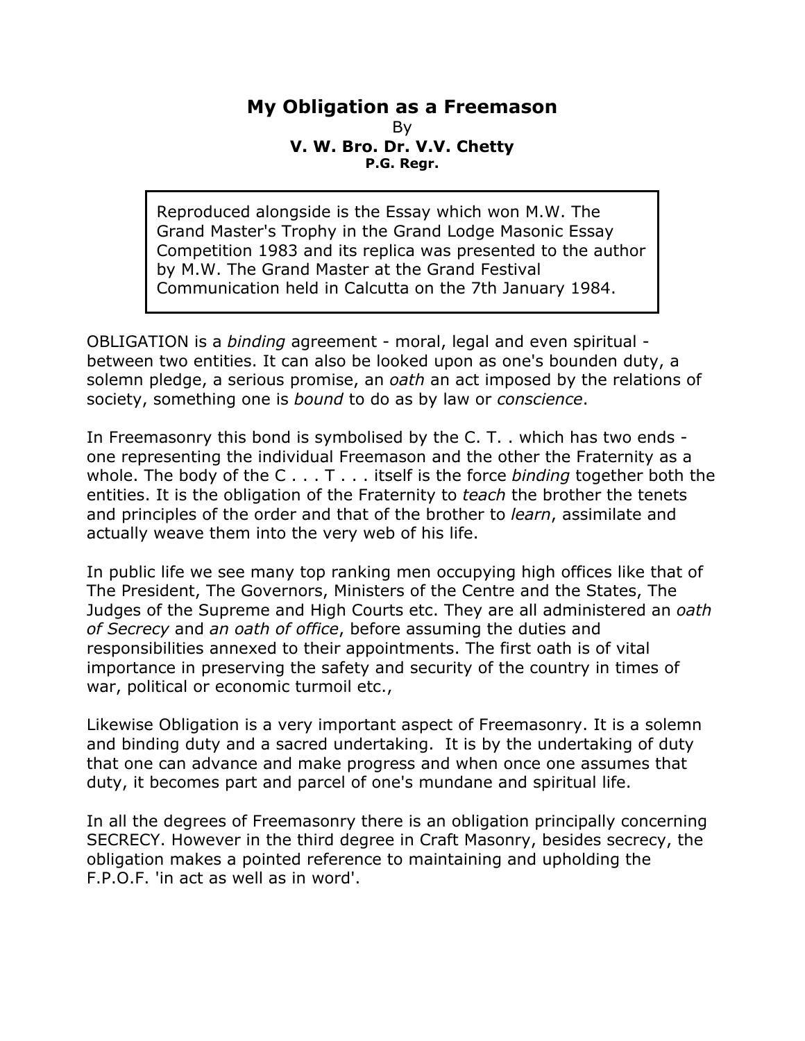# My Obligation as a Freemason

By

**V. W. Bro. Dr. V.V. Chetty**

**P.G. Regr.**

> Reproduced alongside is the Essay which won M.W. The Grand Master's Trophy in the Grand Lodge Masonic Essay Competition 1983 and its replica was presented to the author by M.W. The Grand Master at the Grand Festival Communication held in Calcutta on the 7th January 1984.

OBLIGATION is a *binding* agreement - moral, legal and even spiritual - between two entities. It can also be looked upon as one's bounden duty, a solemn pledge, a serious promise, an *oath* an act imposed by the relations of society, something one is *bound* to do as by law or *conscience*.

In Freemasonry this bond is symbolised by the C. T. . which has two ends - one representing the individual Freemason and the other the Fraternity as a whole. The body of the C . . . T . . . itself is the force *binding* together both the entities. It is the obligation of the Fraternity to *teach* the brother the tenets and principles of the order and that of the brother to *learn*, assimilate and actually weave them into the very web of his life.

In public life we see many top ranking men occupying high offices like that of The President, The Governors, Ministers of the Centre and the States, The Judges of the Supreme and High Courts etc. They are all administered an *oath of Secrecy* and *an oath of office*, before assuming the duties and responsibilities annexed to their appointments. The first oath is of vital importance in preserving the safety and security of the country in times of war, political or economic turmoil etc.,

Likewise Obligation is a very important aspect of Freemasonry. It is a solemn and binding duty and a sacred undertaking. It is by the undertaking of duty that one can advance and make progress and when once one assumes that duty, it becomes part and parcel of one's mundane and spiritual life.

In all the degrees of Freemasonry there is an obligation principally concerning SECRECY. However in the third degree in Craft Masonry, besides secrecy, the obligation makes a pointed reference to maintaining and upholding the F.P.O.F. 'in act as well as in word'.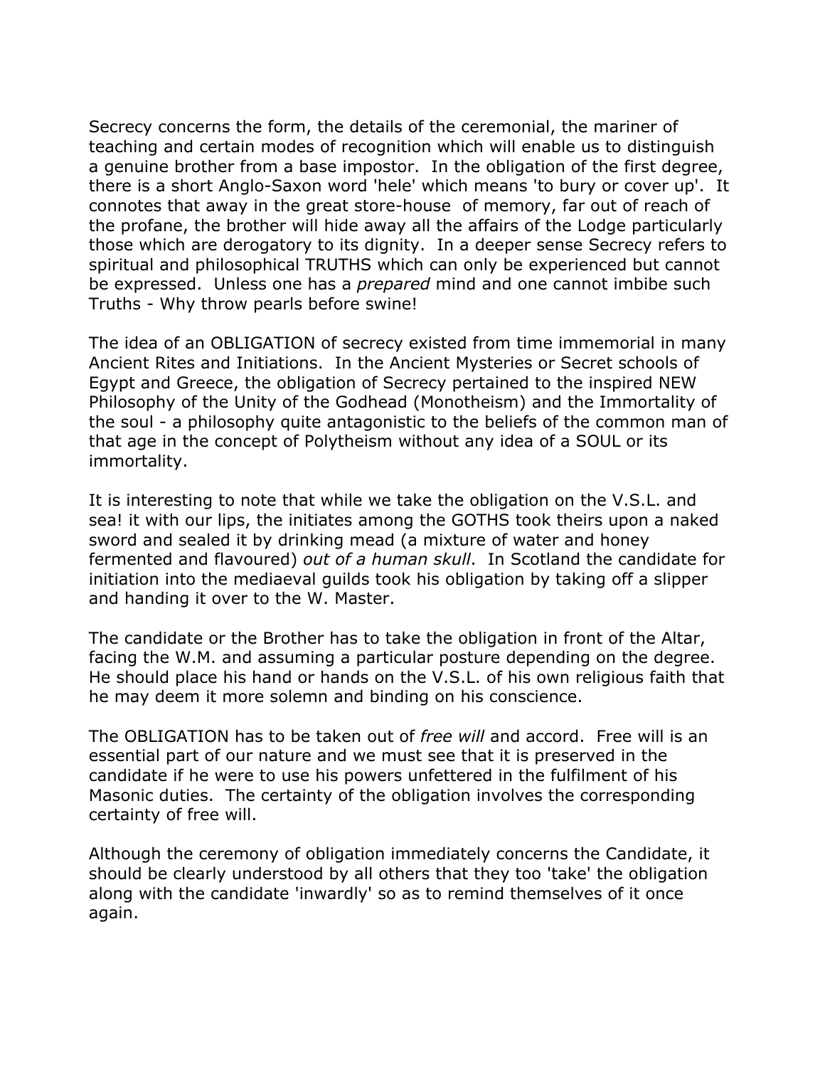Secrecy concerns the form, the details of the ceremonial, the mariner of teaching and certain modes of recognition which will enable us to distinguish a genuine brother from a base impostor. In the obligation of the first degree, there is a short Anglo-Saxon word 'hele' which means 'to bury or cover up'. It connotes that away in the great store-house of memory, far out of reach of the profane, the brother will hide away all the affairs of the Lodge particularly those which are derogatory to its dignity. In a deeper sense Secrecy refers to spiritual and philosophical TRUTHS which can only be experienced but cannot be expressed. Unless one has a *prepared* mind and one cannot imbibe such Truths - Why throw pearls before swine!

The idea of an OBLIGATION of secrecy existed from time immemorial in many Ancient Rites and Initiations. In the Ancient Mysteries or Secret schools of Egypt and Greece, the obligation of Secrecy pertained to the inspired NEW Philosophy of the Unity of the Godhead (Monotheism) and the Immortality of the soul - a philosophy quite antagonistic to the beliefs of the common man of that age in the concept of Polytheism without any idea of a SOUL or its immortality.

It is interesting to note that while we take the obligation on the V.S.L. and sea! it with our lips, the initiates among the GOTHS took theirs upon a naked sword and sealed it by drinking mead (a mixture of water and honey fermented and flavoured) *out of a human skull*. In Scotland the candidate for initiation into the mediaeval guilds took his obligation by taking off a slipper and handing it over to the W. Master.

The candidate or the Brother has to take the obligation in front of the Altar, facing the W.M. and assuming a particular posture depending on the degree. He should place his hand or hands on the V.S.L. of his own religious faith that he may deem it more solemn and binding on his conscience.

The OBLIGATION has to be taken out of *free will* and accord. Free will is an essential part of our nature and we must see that it is preserved in the candidate if he were to use his powers unfettered in the fulfilment of his Masonic duties. The certainty of the obligation involves the corresponding certainty of free will.

Although the ceremony of obligation immediately concerns the Candidate, it should be clearly understood by all others that they too 'take' the obligation along with the candidate 'inwardly' so as to remind themselves of it once again.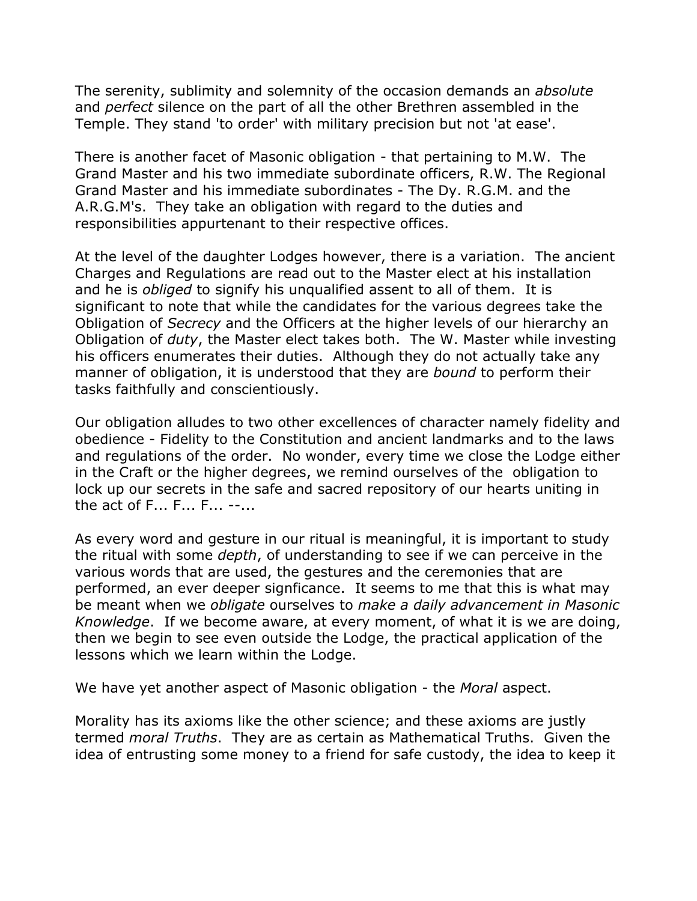The serenity, sublimity and solemnity of the occasion demands an *absolute* and *perfect* silence on the part of all the other Brethren assembled in the Temple. They stand 'to order' with military precision but not 'at ease'.

There is another facet of Masonic obligation - that pertaining to M.W. The Grand Master and his two immediate subordinate officers, R.W. The Regional Grand Master and his immediate subordinates - The Dy. R.G.M. and the A.R.G.M's. They take an obligation with regard to the duties and responsibilities appurtenant to their respective offices.

At the level of the daughter Lodges however, there is a variation. The ancient Charges and Regulations are read out to the Master elect at his installation and he is *obliged* to signify his unqualified assent to all of them. It is significant to note that while the candidates for the various degrees take the Obligation of *Secrecy* and the Officers at the higher levels of our hierarchy an Obligation of *duty*, the Master elect takes both. The W. Master while investing his officers enumerates their duties. Although they do not actually take any manner of obligation, it is understood that they are *bound* to perform their tasks faithfully and conscientiously.

Our obligation alludes to two other excellences of character namely fidelity and obedience - Fidelity to the Constitution and ancient landmarks and to the laws and regulations of the order. No wonder, every time we close the Lodge either in the Craft or the higher degrees, we remind ourselves of the obligation to lock up our secrets in the safe and sacred repository of our hearts uniting in the act of F... F... F... --...

As every word and gesture in our ritual is meaningful, it is important to study the ritual with some *depth*, of understanding to see if we can perceive in the various words that are used, the gestures and the ceremonies that are performed, an ever deeper signficance. It seems to me that this is what may be meant when we *obligate* ourselves to *make a daily advancement in Masonic Knowledge*. If we become aware, at every moment, of what it is we are doing, then we begin to see even outside the Lodge, the practical application of the lessons which we learn within the Lodge.

We have yet another aspect of Masonic obligation - the *Moral* aspect.

Morality has its axioms like the other science; and these axioms are justly termed *moral Truths*. They are as certain as Mathematical Truths. Given the idea of entrusting some money to a friend for safe custody, the idea to keep it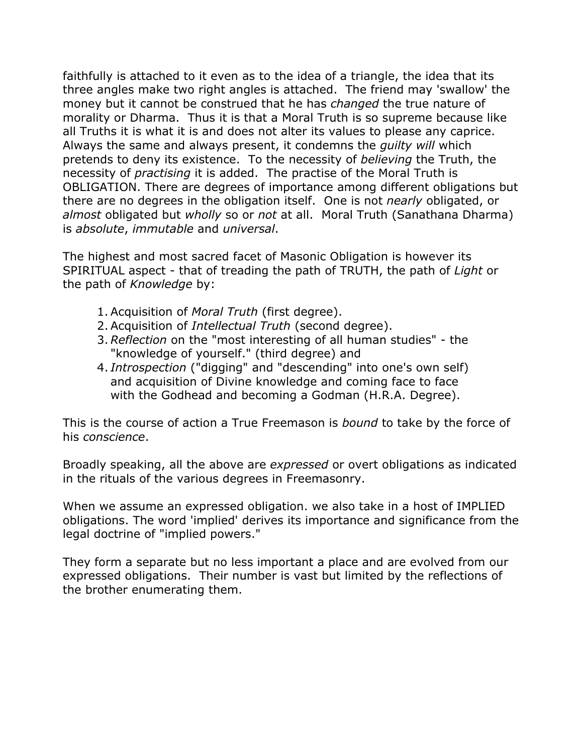faithfully is attached to it even as to the idea of a triangle, the idea that its three angles make two right angles is attached. The friend may 'swallow' the money but it cannot be construed that he has *changed* the true nature of morality or Dharma. Thus it is that a Moral Truth is so supreme because like all Truths it is what it is and does not alter its values to please any caprice. Always the same and always present, it condemns the *guilty will* which pretends to deny its existence. To the necessity of *believing* the Truth, the necessity of *practising* it is added. The practise of the Moral Truth is OBLIGATION. There are degrees of importance among different obligations but there are no degrees in the obligation itself. One is not *nearly* obligated, or *almost* obligated but *wholly* so or *not* at all. Moral Truth (Sanathana Dharma) is *absolute*, *immutable* and *universal*.

The highest and most sacred facet of Masonic Obligation is however its SPIRITUAL aspect - that of treading the path of TRUTH, the path of *Light* or the path of *Knowledge* by:

1. Acquisition of *Moral Truth* (first degree).
2. Acquisition of *Intellectual Truth* (second degree).
3. *Reflection* on the "most interesting of all human studies" - the "knowledge of yourself." (third degree) and
4. *Introspection* ("digging" and "descending" into one's own self) and acquisition of Divine knowledge and coming face to face with the Godhead and becoming a Godman (H.R.A. Degree).

This is the course of action a True Freemason is *bound* to take by the force of his *conscience*.

Broadly speaking, all the above are *expressed* or overt obligations as indicated in the rituals of the various degrees in Freemasonry.

When we assume an expressed obligation. we also take in a host of IMPLIED obligations. The word 'implied' derives its importance and significance from the legal doctrine of "implied powers."

They form a separate but no less important a place and are evolved from our expressed obligations. Their number is vast but limited by the reflections of the brother enumerating them.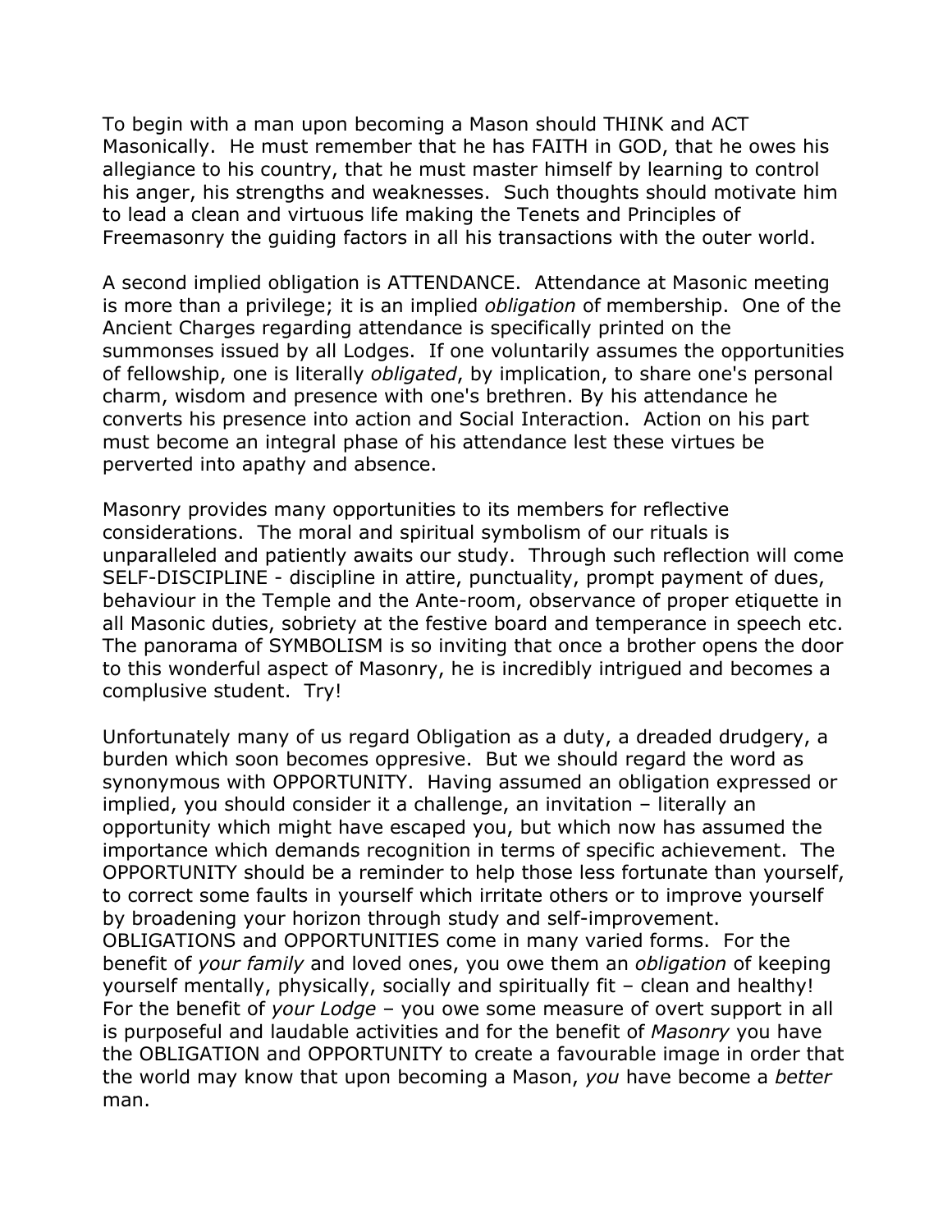To begin with a man upon becoming a Mason should THINK and ACT Masonically. He must remember that he has FAITH in GOD, that he owes his allegiance to his country, that he must master himself by learning to control his anger, his strengths and weaknesses. Such thoughts should motivate him to lead a clean and virtuous life making the Tenets and Principles of Freemasonry the guiding factors in all his transactions with the outer world.

A second implied obligation is ATTENDANCE. Attendance at Masonic meeting is more than a privilege; it is an implied *obligation* of membership. One of the Ancient Charges regarding attendance is specifically printed on the summonses issued by all Lodges. If one voluntarily assumes the opportunities of fellowship, one is literally *obligated*, by implication, to share one's personal charm, wisdom and presence with one's brethren. By his attendance he converts his presence into action and Social Interaction. Action on his part must become an integral phase of his attendance lest these virtues be perverted into apathy and absence.

Masonry provides many opportunities to its members for reflective considerations. The moral and spiritual symbolism of our rituals is unparalleled and patiently awaits our study. Through such reflection will come SELF-DISCIPLINE - discipline in attire, punctuality, prompt payment of dues, behaviour in the Temple and the Ante-room, observance of proper etiquette in all Masonic duties, sobriety at the festive board and temperance in speech etc. The panorama of SYMBOLISM is so inviting that once a brother opens the door to this wonderful aspect of Masonry, he is incredibly intrigued and becomes a complusive student. Try!

Unfortunately many of us regard Obligation as a duty, a dreaded drudgery, a burden which soon becomes oppresive. But we should regard the word as synonymous with OPPORTUNITY. Having assumed an obligation expressed or implied, you should consider it a challenge, an invitation – literally an opportunity which might have escaped you, but which now has assumed the importance which demands recognition in terms of specific achievement. The OPPORTUNITY should be a reminder to help those less fortunate than yourself, to correct some faults in yourself which irritate others or to improve yourself by broadening your horizon through study and self-improvement. OBLIGATIONS and OPPORTUNITIES come in many varied forms. For the benefit of *your family* and loved ones, you owe them an *obligation* of keeping yourself mentally, physically, socially and spiritually fit – clean and healthy! For the benefit of *your Lodge* – you owe some measure of overt support in all is purposeful and laudable activities and for the benefit of *Masonry* you have the OBLIGATION and OPPORTUNITY to create a favourable image in order that the world may know that upon becoming a Mason, *you* have become a *better* man.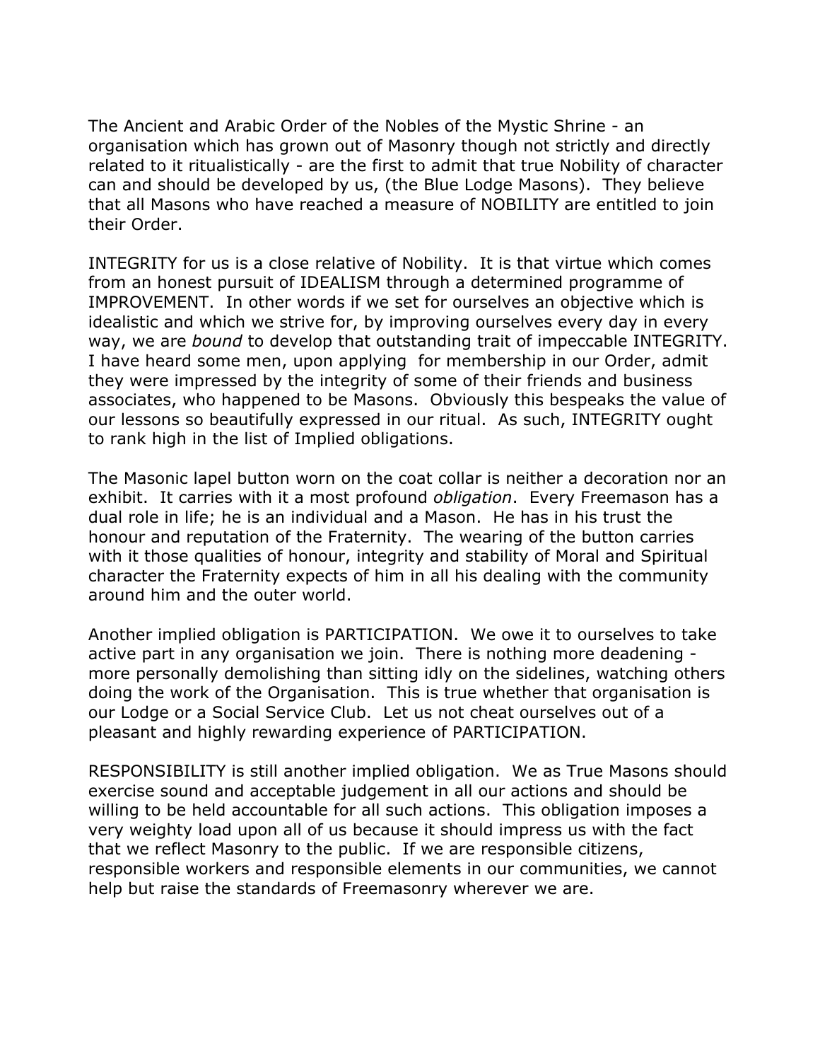The Ancient and Arabic Order of the Nobles of the Mystic Shrine - an organisation which has grown out of Masonry though not strictly and directly related to it ritualistically - are the first to admit that true Nobility of character can and should be developed by us, (the Blue Lodge Masons). They believe that all Masons who have reached a measure of NOBILITY are entitled to join their Order.

INTEGRITY for us is a close relative of Nobility. It is that virtue which comes from an honest pursuit of IDEALISM through a determined programme of IMPROVEMENT. In other words if we set for ourselves an objective which is idealistic and which we strive for, by improving ourselves every day in every way, we are *bound* to develop that outstanding trait of impeccable INTEGRITY. I have heard some men, upon applying for membership in our Order, admit they were impressed by the integrity of some of their friends and business associates, who happened to be Masons. Obviously this bespeaks the value of our lessons so beautifully expressed in our ritual. As such, INTEGRITY ought to rank high in the list of Implied obligations.

The Masonic lapel button worn on the coat collar is neither a decoration nor an exhibit. It carries with it a most profound *obligation*. Every Freemason has a dual role in life; he is an individual and a Mason. He has in his trust the honour and reputation of the Fraternity. The wearing of the button carries with it those qualities of honour, integrity and stability of Moral and Spiritual character the Fraternity expects of him in all his dealing with the community around him and the outer world.

Another implied obligation is PARTICIPATION. We owe it to ourselves to take active part in any organisation we join. There is nothing more deadening - more personally demolishing than sitting idly on the sidelines, watching others doing the work of the Organisation. This is true whether that organisation is our Lodge or a Social Service Club. Let us not cheat ourselves out of a pleasant and highly rewarding experience of PARTICIPATION.

RESPONSIBILITY is still another implied obligation. We as True Masons should exercise sound and acceptable judgement in all our actions and should be willing to be held accountable for all such actions. This obligation imposes a very weighty load upon all of us because it should impress us with the fact that we reflect Masonry to the public. If we are responsible citizens, responsible workers and responsible elements in our communities, we cannot help but raise the standards of Freemasonry wherever we are.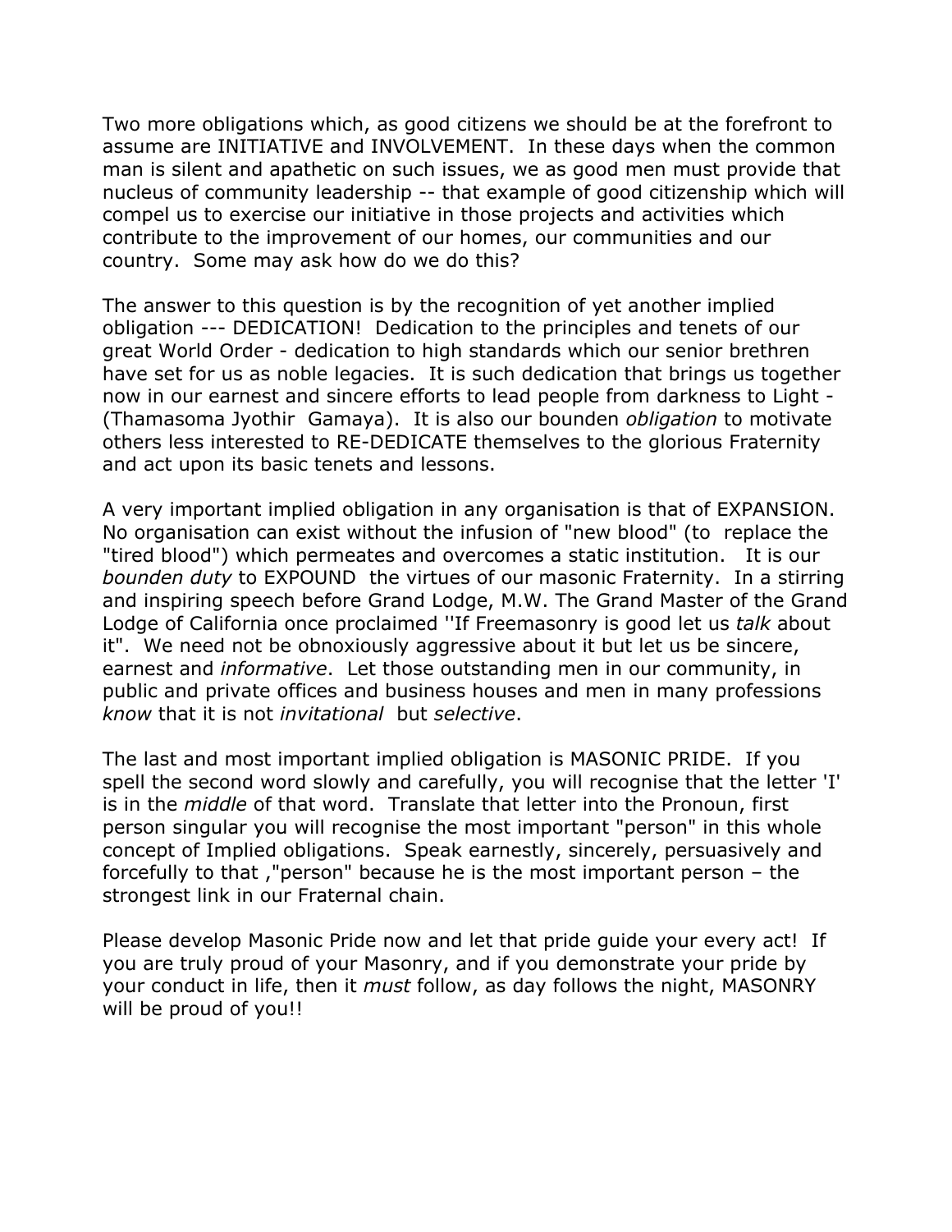Two more obligations which, as good citizens we should be at the forefront to assume are INITIATIVE and INVOLVEMENT. In these days when the common man is silent and apathetic on such issues, we as good men must provide that nucleus of community leadership -- that example of good citizenship which will compel us to exercise our initiative in those projects and activities which contribute to the improvement of our homes, our communities and our country. Some may ask how do we do this?

The answer to this question is by the recognition of yet another implied obligation --- DEDICATION! Dedication to the principles and tenets of our great World Order - dedication to high standards which our senior brethren have set for us as noble legacies. It is such dedication that brings us together now in our earnest and sincere efforts to lead people from darkness to Light - (Thamasoma Jyothir Gamaya). It is also our bounden *obligation* to motivate others less interested to RE-DEDICATE themselves to the glorious Fraternity and act upon its basic tenets and lessons.

A very important implied obligation in any organisation is that of EXPANSION. No organisation can exist without the infusion of "new blood" (to replace the "tired blood") which permeates and overcomes a static institution. It is our *bounden duty* to EXPOUND the virtues of our masonic Fraternity. In a stirring and inspiring speech before Grand Lodge, M.W. The Grand Master of the Grand Lodge of California once proclaimed ''If Freemasonry is good let us *talk* about it". We need not be obnoxiously aggressive about it but let us be sincere, earnest and *informative*. Let those outstanding men in our community, in public and private offices and business houses and men in many professions *know* that it is not *invitational* but *selective*.

The last and most important implied obligation is MASONIC PRIDE. If you spell the second word slowly and carefully, you will recognise that the letter 'I' is in the *middle* of that word. Translate that letter into the Pronoun, first person singular you will recognise the most important "person" in this whole concept of Implied obligations. Speak earnestly, sincerely, persuasively and forcefully to that ,"person" because he is the most important person – the strongest link in our Fraternal chain.

Please develop Masonic Pride now and let that pride guide your every act! If you are truly proud of your Masonry, and if you demonstrate your pride by your conduct in life, then it *must* follow, as day follows the night, MASONRY will be proud of you!!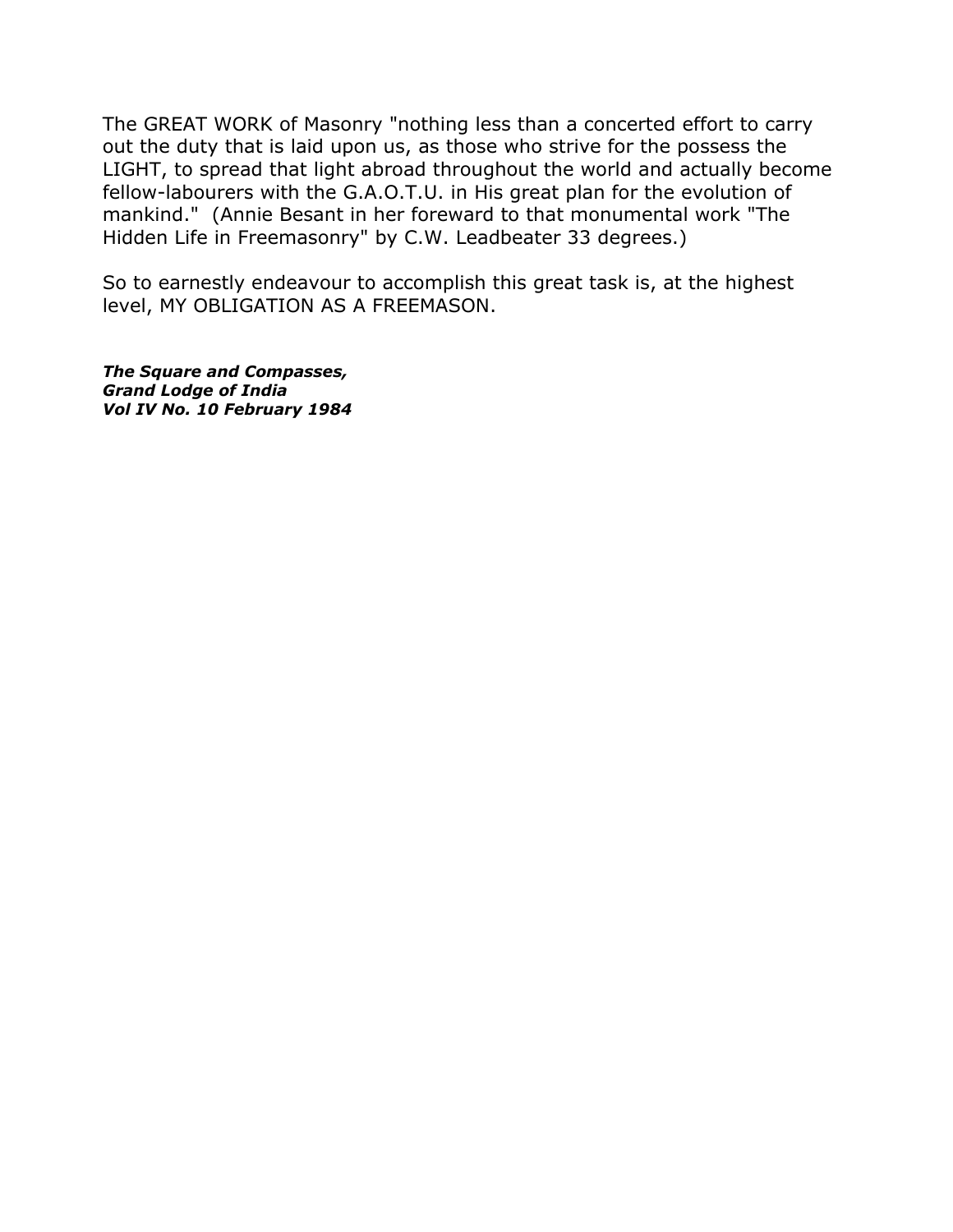The GREAT WORK of Masonry "nothing less than a concerted effort to carry out the duty that is laid upon us, as those who strive for the possess the LIGHT, to spread that light abroad throughout the world and actually become fellow-labourers with the G.A.O.T.U. in His great plan for the evolution of mankind." (Annie Besant in her foreward to that monumental work "The Hidden Life in Freemasonry" by C.W. Leadbeater 33 degrees.)

So to earnestly endeavour to accomplish this great task is, at the highest level, MY OBLIGATION AS A FREEMASON.

***The Square and Compasses,***
***Grand Lodge of India***
***Vol IV No. 10 February 1984***